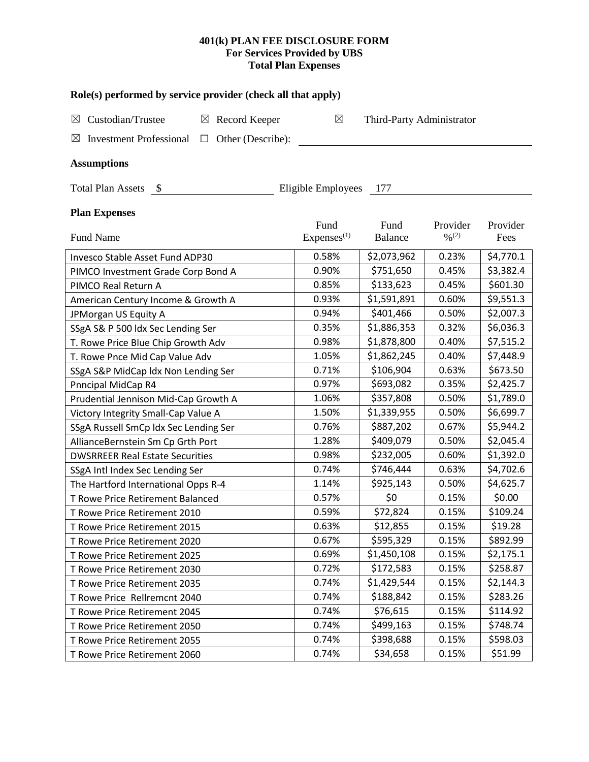# 401(k) PLAN FEE DISCLOSURE FORM
## For Services Provided by UBS
## Total Plan Expenses

**Role(s) performed by service provider (check all that apply)**

☒ Custodian/Trustee ☒ Record Keeper ☒ Third-Party Administrator

☒ Investment Professional ☐ Other (Describe): ____________________

### Assumptions

Total Plan Assets $ ____________ Eligible Employees 177

### Plan Expenses

| Fund Name | Fund Expenses[1] | Fund Balance | Provider %[2] | Provider Fees |
|---|---|---|---|---|
| Invesco Stable Asset Fund ADP30 | 0.58% | $2,073,962 | 0.23% | $4,770.1 |
| PIMCO Investment Grade Corp Bond A | 0.90% | $751,650 | 0.45% | $3,382.4 |
| PIMCO Real Return A | 0.85% | $133,623 | 0.45% | $601.30 |
| American Century Income & Growth A | 0.93% | $1,591,891 | 0.60% | $9,551.3 |
| JPMorgan US Equity A | 0.94% | $401,466 | 0.50% | $2,007.3 |
| SSgA S& P 500 ldx Sec Lending Ser | 0.35% | $1,886,353 | 0.32% | $6,036.3 |
| T. Rowe Price Blue Chip Growth Adv | 0.98% | $1,878,800 | 0.40% | $7,515.2 |
| T. Rowe Pnce Mid Cap Value Adv | 1.05% | $1,862,245 | 0.40% | $7,448.9 |
| SSgA S&P MidCap ldx Non Lending Ser | 0.71% | $106,904 | 0.63% | $673.50 |
| Pnncipal MidCap R4 | 0.97% | $693,082 | 0.35% | $2,425.7 |
| Prudential Jennison Mid-Cap Growth A | 1.06% | $357,808 | 0.50% | $1,789.0 |
| Victory Integrity Small-Cap Value A | 1.50% | $1,339,955 | 0.50% | $6,699.7 |
| SSgA Russell SmCp ldx Sec Lending Ser | 0.76% | $887,202 | 0.67% | $5,944.2 |
| AllianceBernstein Sm Cp Grth Port | 1.28% | $409,079 | 0.50% | $2,045.4 |
| DWSRREER Real Estate Securities | 0.98% | $232,005 | 0.60% | $1,392.0 |
| SSgA Intl Index Sec Lending Ser | 0.74% | $746,444 | 0.63% | $4,702.6 |
| The Hartford International Opps R-4 | 1.14% | $925,143 | 0.50% | $4,625.7 |
| T Rowe Price Retirement Balanced | 0.57% | $0 | 0.15% | $0.00 |
| T Rowe Price Retirement 2010 | 0.59% | $72,824 | 0.15% | $109.24 |
| T Rowe Price Retirement 2015 | 0.63% | $12,855 | 0.15% | $19.28 |
| T Rowe Price Retirement 2020 | 0.67% | $595,329 | 0.15% | $892.99 |
| T Rowe Price Retirement 2025 | 0.69% | $1,450,108 | 0.15% | $2,175.1 |
| T Rowe Price Retirement 2030 | 0.72% | $172,583 | 0.15% | $258.87 |
| T Rowe Price Retirement 2035 | 0.74% | $1,429,544 | 0.15% | $2,144.3 |
| T Rowe Price Rellremcnt 2040 | 0.74% | $188,842 | 0.15% | $283.26 |
| T Rowe Price Retirement 2045 | 0.74% | $76,615 | 0.15% | $114.92 |
| T Rowe Price Retirement 2050 | 0.74% | $499,163 | 0.15% | $748.74 |
| T Rowe Price Retirement 2055 | 0.74% | $398,688 | 0.15% | $598.03 |
| T Rowe Price Retirement 2060 | 0.74% | $34,658 | 0.15% | $51.99 |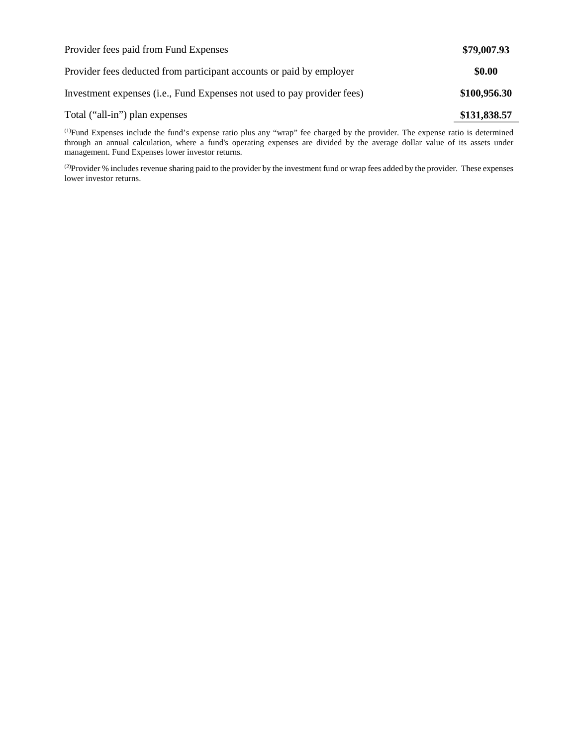| | |
|---|---|
| Provider fees paid from Fund Expenses | **$79,007.93** |
| Provider fees deducted from participant accounts or paid by employer | **$0.00** |
| Investment expenses (i.e., Fund Expenses not used to pay provider fees) | **$100,956.30** |
| Total ("all-in") plan expenses | **$131,838.57** |

(1)Fund Expenses include the fund's expense ratio plus any "wrap" fee charged by the provider. The expense ratio is determined through an annual calculation, where a fund's operating expenses are divided by the average dollar value of its assets under management. Fund Expenses lower investor returns.

(2)Provider % includes revenue sharing paid to the provider by the investment fund or wrap fees added by the provider. These expenses lower investor returns.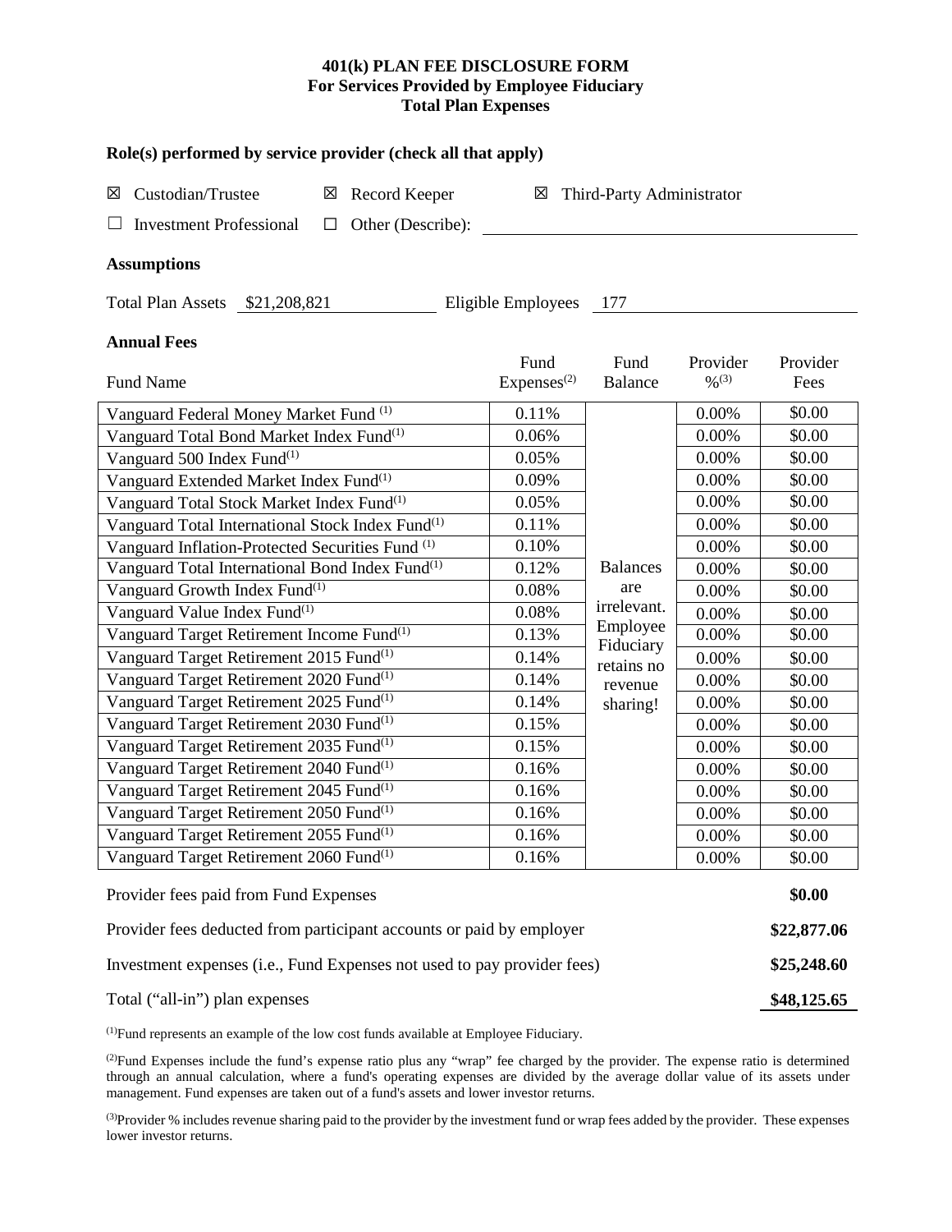**401(k) PLAN FEE DISCLOSURE FORM**
**For Services Provided by Employee Fiduciary**
**Total Plan Expenses**

### Role(s) performed by service provider (check all that apply)

☒ Custodian/Trustee ☒ Record Keeper ☒ Third-Party Administrator

☐ Investment Professional ☐ Other (Describe):

### Assumptions

Total Plan Assets $21,208,821 Eligible Employees 177

### Annual Fees

| Fund Name | Fund Expenses[2] | Fund Balance | Provider %[3] | Provider Fees |
|---|---|---|---|---|
| Vanguard Federal Money Market Fund [1] | 0.11% | Balances are irrelevant. Employee Fiduciary retains no revenue sharing! | 0.00% | $0.00 |
| Vanguard Total Bond Market Index Fund[1] | 0.06% | | 0.00% | $0.00 |
| Vanguard 500 Index Fund[1] | 0.05% | | 0.00% | $0.00 |
| Vanguard Extended Market Index Fund[1] | 0.09% | | 0.00% | $0.00 |
| Vanguard Total Stock Market Index Fund[1] | 0.05% | | 0.00% | $0.00 |
| Vanguard Total International Stock Index Fund[1] | 0.11% | | 0.00% | $0.00 |
| Vanguard Inflation-Protected Securities Fund [1] | 0.10% | | 0.00% | $0.00 |
| Vanguard Total International Bond Index Fund[1] | 0.12% | | 0.00% | $0.00 |
| Vanguard Growth Index Fund[1] | 0.08% | | 0.00% | $0.00 |
| Vanguard Value Index Fund[1] | 0.08% | | 0.00% | $0.00 |
| Vanguard Target Retirement Income Fund[1] | 0.13% | | 0.00% | $0.00 |
| Vanguard Target Retirement 2015 Fund[1] | 0.14% | | 0.00% | $0.00 |
| Vanguard Target Retirement 2020 Fund[1] | 0.14% | | 0.00% | $0.00 |
| Vanguard Target Retirement 2025 Fund[1] | 0.14% | | 0.00% | $0.00 |
| Vanguard Target Retirement 2030 Fund[1] | 0.15% | | 0.00% | $0.00 |
| Vanguard Target Retirement 2035 Fund[1] | 0.15% | | 0.00% | $0.00 |
| Vanguard Target Retirement 2040 Fund[1] | 0.16% | | 0.00% | $0.00 |
| Vanguard Target Retirement 2045 Fund[1] | 0.16% | | 0.00% | $0.00 |
| Vanguard Target Retirement 2050 Fund[1] | 0.16% | | 0.00% | $0.00 |
| Vanguard Target Retirement 2055 Fund[1] | 0.16% | | 0.00% | $0.00 |
| Vanguard Target Retirement 2060 Fund[1] | 0.16% | | 0.00% | $0.00 |

| | |
|---|---|
| Provider fees paid from Fund Expenses | **$0.00** |
| Provider fees deducted from participant accounts or paid by employer | **$22,877.06** |
| Investment expenses (i.e., Fund Expenses not used to pay provider fees) | **$25,248.60** |
| Total ("all-in") plan expenses | **$48,125.65** |

[1]Fund represents an example of the low cost funds available at Employee Fiduciary.

[2]Fund Expenses include the fund's expense ratio plus any "wrap" fee charged by the provider. The expense ratio is determined through an annual calculation, where a fund's operating expenses are divided by the average dollar value of its assets under management. Fund expenses are taken out of a fund's assets and lower investor returns.

[3]Provider % includes revenue sharing paid to the provider by the investment fund or wrap fees added by the provider. These expenses lower investor returns.